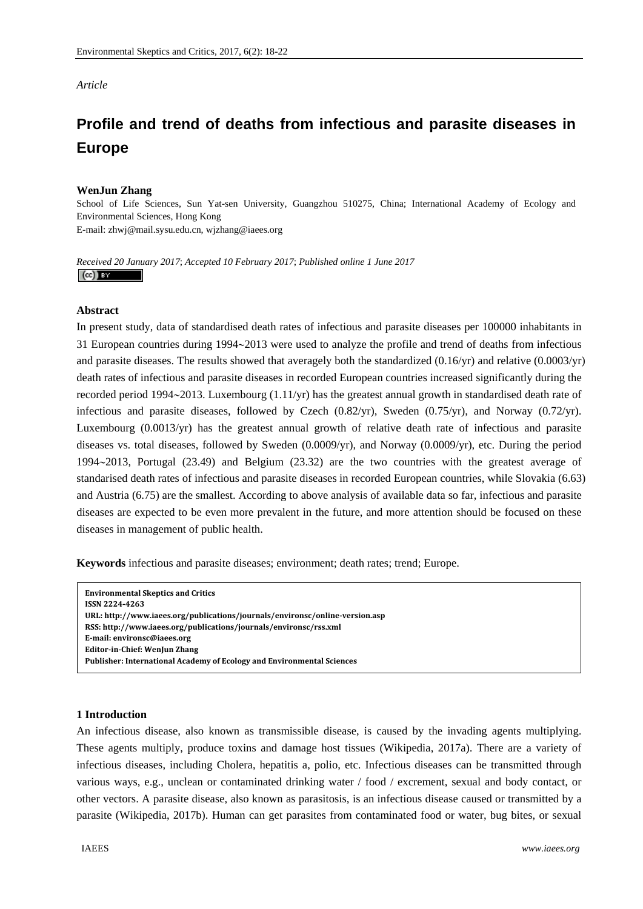*Article*

# Profile and trend of deaths from infectious and parasite diseases in Europe

**WenJun Zhang**

School of Life Sciences, Sun Yat-sen University, Guangzhou 510275, China; International Academy of Ecology and Environmental Sciences, Hong Kong

E-mail: zhwj@mail.sysu.edu.cn, wjzhang@iaees.org

*Received 20 January 2017*; *Accepted 10 February 2017*; *Published online 1 June 2017*

### Abstract

In present study, data of standardised death rates of infectious and parasite diseases per 100000 inhabitants in 31 European countries during 1994~2013 were used to analyze the profile and trend of deaths from infectious and parasite diseases. The results showed that averagely both the standardized (0.16/yr) and relative (0.0003/yr) death rates of infectious and parasite diseases in recorded European countries increased significantly during the recorded period 1994~2013. Luxembourg (1.11/yr) has the greatest annual growth in standardised death rate of infectious and parasite diseases, followed by Czech (0.82/yr), Sweden (0.75/yr), and Norway (0.72/yr). Luxembourg (0.0013/yr) has the greatest annual growth of relative death rate of infectious and parasite diseases vs. total diseases, followed by Sweden (0.0009/yr), and Norway (0.0009/yr), etc. During the period 1994~2013, Portugal (23.49) and Belgium (23.32) are the two countries with the greatest average of standarised death rates of infectious and parasite diseases in recorded European countries, while Slovakia (6.63) and Austria (6.75) are the smallest. According to above analysis of available data so far, infectious and parasite diseases are expected to be even more prevalent in the future, and more attention should be focused on these diseases in management of public health.

**Keywords** infectious and parasite diseases; environment; death rates; trend; Europe.

**Environmental Skeptics and Critics**
**ISSN 2224-4263**
**URL: http://www.iaees.org/publications/journals/environsc/online-version.asp**
**RSS: http://www.iaees.org/publications/journals/environsc/rss.xml**
**E-mail: environsc@iaees.org**
**Editor-in-Chief: WenJun Zhang**
**Publisher: International Academy of Ecology and Environmental Sciences**

## 1 Introduction

An infectious disease, also known as transmissible disease, is caused by the invading agents multiplying. These agents multiply, produce toxins and damage host tissues (Wikipedia, 2017a). There are a variety of infectious diseases, including Cholera, hepatitis a, polio, etc. Infectious diseases can be transmitted through various ways, e.g., unclean or contaminated drinking water / food / excrement, sexual and body contact, or other vectors. A parasite disease, also known as parasitosis, is an infectious disease caused or transmitted by a parasite (Wikipedia, 2017b). Human can get parasites from contaminated food or water, bug bites, or sexual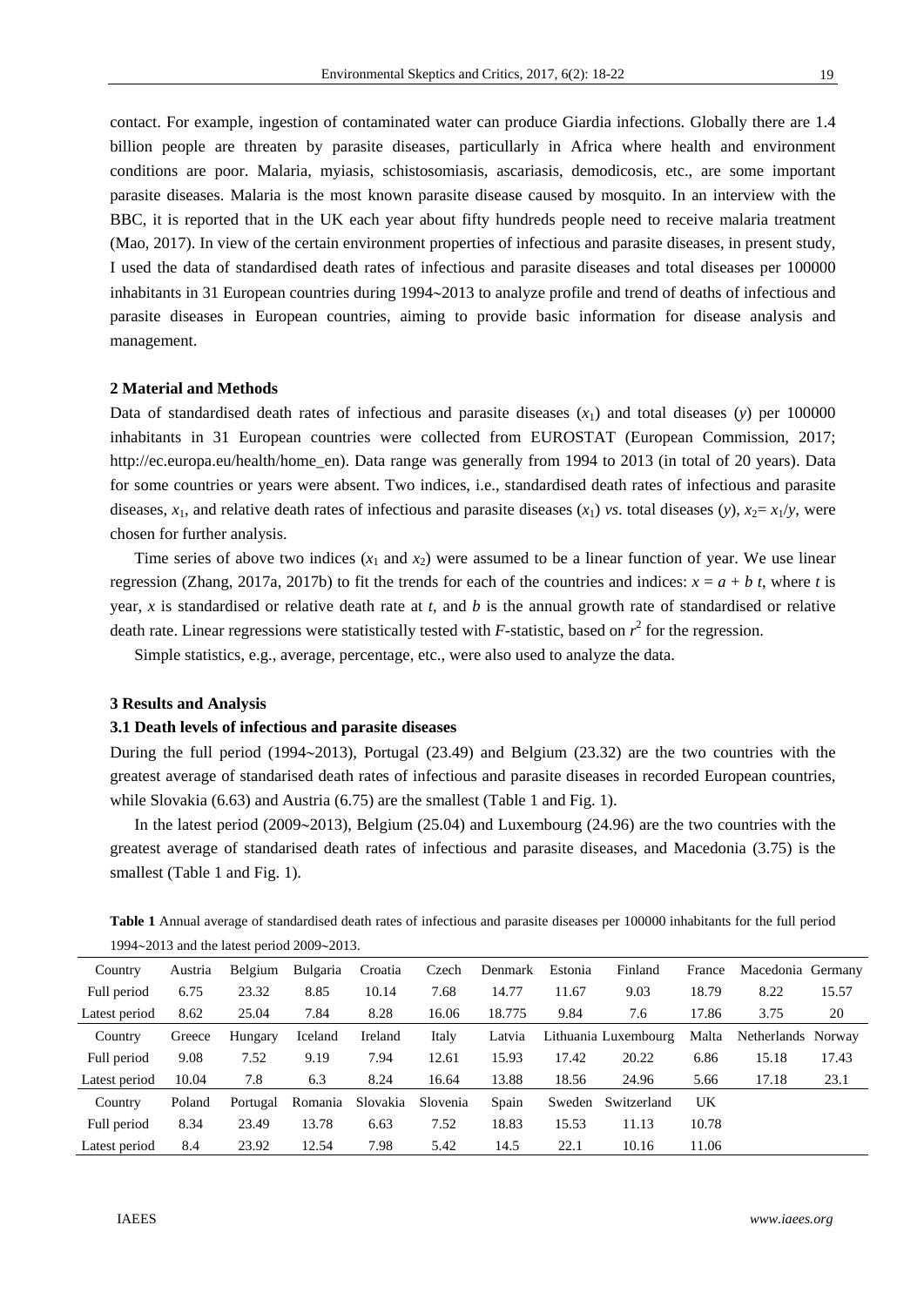contact. For example, ingestion of contaminated water can produce Giardia infections. Globally there are 1.4 billion people are threaten by parasite diseases, particullarly in Africa where health and environment conditions are poor. Malaria, myiasis, schistosomiasis, ascariasis, demodicosis, etc., are some important parasite diseases. Malaria is the most known parasite disease caused by mosquito. In an interview with the BBC, it is reported that in the UK each year about fifty hundreds people need to receive malaria treatment (Mao, 2017). In view of the certain environment properties of infectious and parasite diseases, in present study, I used the data of standardised death rates of infectious and parasite diseases and total diseases per 100000 inhabitants in 31 European countries during 1994~2013 to analyze profile and trend of deaths of infectious and parasite diseases in European countries, aiming to provide basic information for disease analysis and management.

## 2 Material and Methods

Data of standardised death rates of infectious and parasite diseases ($x_1$) and total diseases ($y$) per 100000 inhabitants in 31 European countries were collected from EUROSTAT (European Commission, 2017; http://ec.europa.eu/health/home_en). Data range was generally from 1994 to 2013 (in total of 20 years). Data for some countries or years were absent. Two indices, i.e., standardised death rates of infectious and parasite diseases, $x_1$, and relative death rates of infectious and parasite diseases ($x_1$) *vs*. total diseases ($y$), $x_2 = x_1/y$, were chosen for further analysis.

Time series of above two indices ($x_1$ and $x_2$) were assumed to be a linear function of year. We use linear regression (Zhang, 2017a, 2017b) to fit the trends for each of the countries and indices: $x = a + b\,t$, where $t$ is year, $x$ is standardised or relative death rate at $t$, and $b$ is the annual growth rate of standardised or relative death rate. Linear regressions were statistically tested with $F$-statistic, based on $r^2$ for the regression.

Simple statistics, e.g., average, percentage, etc., were also used to analyze the data.

## 3 Results and Analysis

### 3.1 Death levels of infectious and parasite diseases

During the full period (1994~2013), Portugal (23.49) and Belgium (23.32) are the two countries with the greatest average of standarised death rates of infectious and parasite diseases in recorded European countries, while Slovakia (6.63) and Austria (6.75) are the smallest (Table 1 and Fig. 1).

In the latest period (2009~2013), Belgium (25.04) and Luxembourg (24.96) are the two countries with the greatest average of standarised death rates of infectious and parasite diseases, and Macedonia (3.75) is the smallest (Table 1 and Fig. 1).

**Table 1** Annual average of standardised death rates of infectious and parasite diseases per 100000 inhabitants for the full period 1994~2013 and the latest period 2009~2013.

| Country | Austria | Belgium | Bulgaria | Croatia | Czech | Denmark | Estonia | Finland | France | Macedonia | Germany |
|---|---|---|---|---|---|---|---|---|---|---|---|
| Full period | 6.75 | 23.32 | 8.85 | 10.14 | 7.68 | 14.77 | 11.67 | 9.03 | 18.79 | 8.22 | 15.57 |
| Latest period | 8.62 | 25.04 | 7.84 | 8.28 | 16.06 | 18.775 | 9.84 | 7.6 | 17.86 | 3.75 | 20 |
| Country | Greece | Hungary | Iceland | Ireland | Italy | Latvia | Lithuania | Luxembourg | Malta | Netherlands | Norway |
| Full period | 9.08 | 7.52 | 9.19 | 7.94 | 12.61 | 15.93 | 17.42 | 20.22 | 6.86 | 15.18 | 17.43 |
| Latest period | 10.04 | 7.8 | 6.3 | 8.24 | 16.64 | 13.88 | 18.56 | 24.96 | 5.66 | 17.18 | 23.1 |
| Country | Poland | Portugal | Romania | Slovakia | Slovenia | Spain | Sweden | Switzerland | UK | | |
| Full period | 8.34 | 23.49 | 13.78 | 6.63 | 7.52 | 18.83 | 15.53 | 11.13 | 10.78 | | |
| Latest period | 8.4 | 23.92 | 12.54 | 7.98 | 5.42 | 14.5 | 22.1 | 10.16 | 11.06 | | |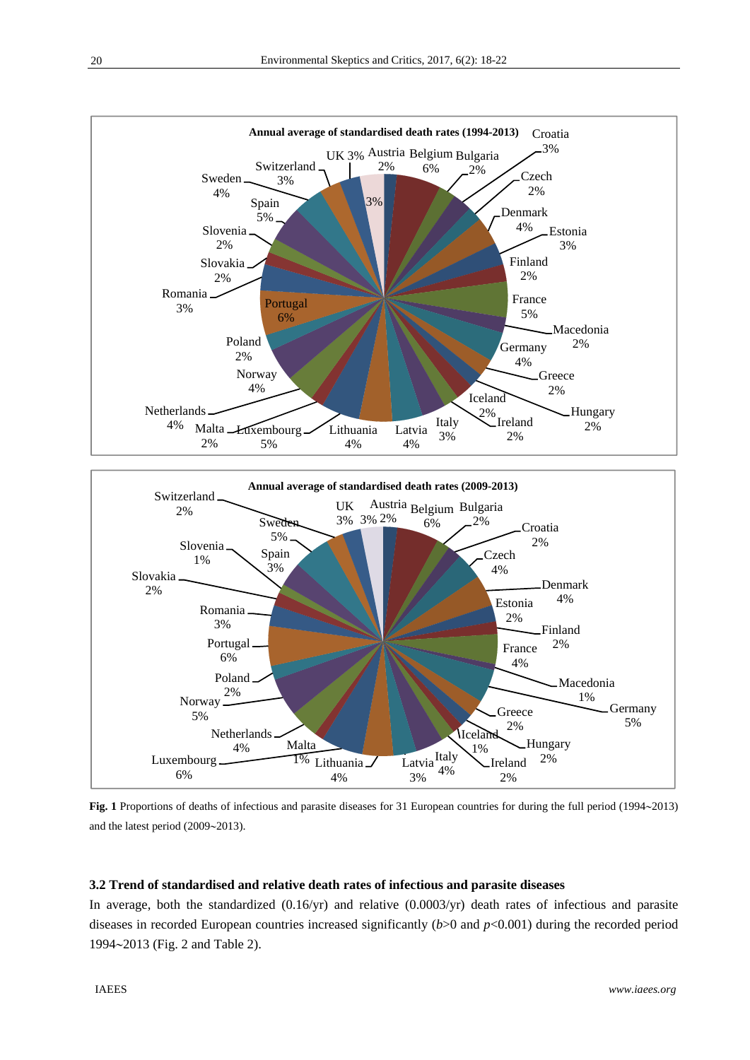**Fig. 1** Proportions of deaths of infectious and parasite diseases for 31 European countries for during the full period (1994~2013) and the latest period (2009~2013).

### 3.2 Trend of standardised and relative death rates of infectious and parasite diseases

In average, both the standardized (0.16/yr) and relative (0.0003/yr) death rates of infectious and parasite diseases in recorded European countries increased significantly ($b$>0 and $p$<0.001) during the recorded period 1994~2013 (Fig. 2 and Table 2).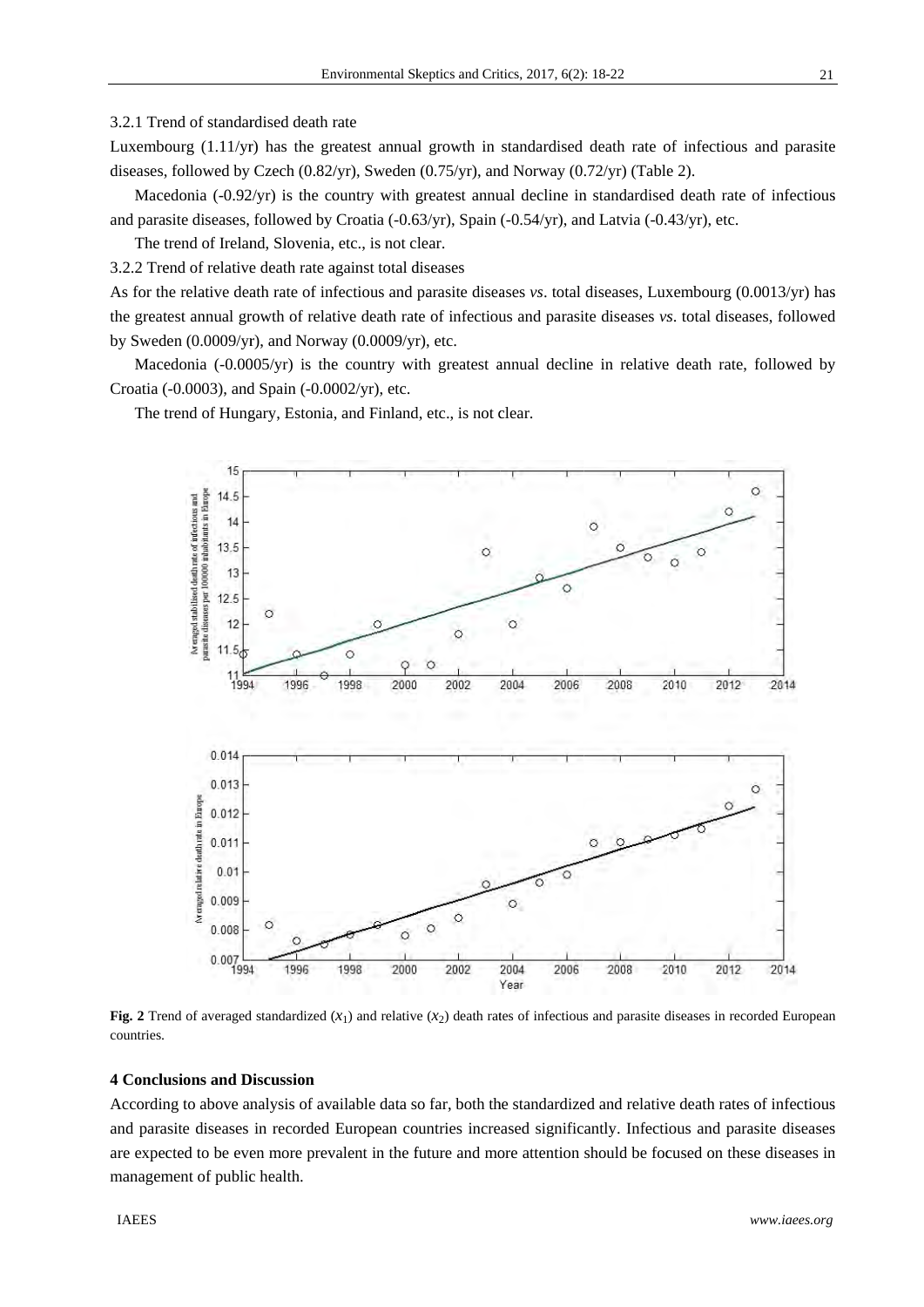3.2.1 Trend of standardised death rate

Luxembourg (1.11/yr) has the greatest annual growth in standardised death rate of infectious and parasite diseases, followed by Czech (0.82/yr), Sweden (0.75/yr), and Norway (0.72/yr) (Table 2).

Macedonia (-0.92/yr) is the country with greatest annual decline in standardised death rate of infectious and parasite diseases, followed by Croatia (-0.63/yr), Spain (-0.54/yr), and Latvia (-0.43/yr), etc.

The trend of Ireland, Slovenia, etc., is not clear.

3.2.2 Trend of relative death rate against total diseases

As for the relative death rate of infectious and parasite diseases *vs*. total diseases, Luxembourg (0.0013/yr) has the greatest annual growth of relative death rate of infectious and parasite diseases *vs*. total diseases, followed by Sweden (0.0009/yr), and Norway (0.0009/yr), etc.

Macedonia (-0.0005/yr) is the country with greatest annual decline in relative death rate, followed by Croatia (-0.0003), and Spain (-0.0002/yr), etc.

The trend of Hungary, Estonia, and Finland, etc., is not clear.

**Fig. 2** Trend of averaged standardized ($x_1$) and relative ($x_2$) death rates of infectious and parasite diseases in recorded European countries.

## 4 Conclusions and Discussion

According to above analysis of available data so far, both the standardized and relative death rates of infectious and parasite diseases in recorded European countries increased significantly. Infectious and parasite diseases are expected to be even more prevalent in the future and more attention should be focused on these diseases in management of public health.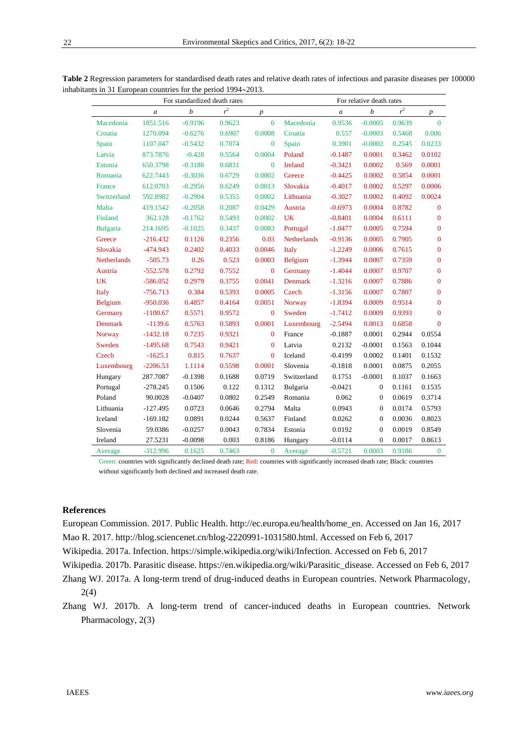**Table 2** Regression parameters for standardised death rates and relative death rates of infectious and parasite diseases per 100000 inhabitants in 31 European countries for the period 1994~2013.

| For standardized death rates | | | | | For relative death rates | | | | |
|---|---|---|---|---|---|---|---|---|---|
| | $a$ | $b$ | $r^2$ | $p$ | | $a$ | $b$ | $r^2$ | $p$ |
| Macedonia | 1851.516 | -0.9196 | 0.9623 | 0 | Macedonia | 0.9536 | -0.0005 | 0.9639 | 0 |
| Croatia | 1270.094 | -0.6276 | 0.6907 | 0.0008 | Croatia | 0.557 | -0.0003 | 0.5468 | 0.006 |
| Spain | 1107.047 | -0.5432 | 0.7074 | 0 | Spain | 0.3901 | -0.0002 | 0.2545 | 0.0233 |
| Latvia | 873.7876 | -0.428 | 0.5564 | 0.0004 | Poland | -0.1487 | 0.0001 | 0.3462 | 0.0102 |
| Estonia | 650.3798 | -0.3188 | 0.6831 | 0 | Ireland | -0.3421 | 0.0002 | 0.569 | 0.0001 |
| Romania | 622.7443 | -0.3036 | 0.6729 | 0.0002 | Greece | -0.4425 | 0.0002 | 0.5854 | 0.0001 |
| France | 612.0703 | -0.2956 | 0.6249 | 0.0013 | Slovakia | -0.4017 | 0.0002 | 0.5297 | 0.0006 |
| Switzerland | 592.8982 | -0.2904 | 0.5355 | 0.0002 | Lithuania | -0.3027 | 0.0002 | 0.4092 | 0.0024 |
| Malta | 419.1542 | -0.2058 | 0.2087 | 0.0429 | Austria | -0.6973 | 0.0004 | 0.8782 | 0 |
| Finland | 362.128 | -0.1762 | 0.5493 | 0.0002 | UK | -0.8401 | 0.0004 | 0.6111 | 0 |
| Bulgaria | 214.1695 | -0.1025 | 0.3437 | 0.0083 | Portugal | -1.0477 | 0.0005 | 0.7594 | 0 |
| Greece | -216.432 | 0.1126 | 0.2356 | 0.03 | Netherlands | -0.9136 | 0.0005 | 0.7905 | 0 |
| Slovakia | -474.943 | 0.2402 | 0.4033 | 0.0046 | Italy | -1.2249 | 0.0006 | 0.7615 | 0 |
| Netherlands | -505.73 | 0.26 | 0.523 | 0.0003 | Belgium | -1.3944 | 0.0007 | 0.7359 | 0 |
| Austria | -552.578 | 0.2792 | 0.7552 | 0 | Germany | -1.4044 | 0.0007 | 0.9707 | 0 |
| UK | -586.052 | 0.2979 | 0.3755 | 0.0041 | Denmark | -1.3216 | 0.0007 | 0.7886 | 0 |
| Italy | -756.713 | 0.384 | 0.5393 | 0.0005 | Czech | -1.3156 | 0.0007 | 0.7807 | 0 |
| Belgium | -950.036 | 0.4857 | 0.4164 | 0.0051 | Norway | -1.8394 | 0.0009 | 0.9514 | 0 |
| Germany | -1100.67 | 0.5571 | 0.9572 | 0 | Sweden | -1.7412 | 0.0009 | 0.9393 | 0 |
| Denmark | -1139.6 | 0.5763 | 0.5893 | 0.0001 | Luxembourg | -2.5494 | 0.0013 | 0.6858 | 0 |
| Norway | -1432.18 | 0.7235 | 0.9321 | 0 | France | -0.1887 | 0.0001 | 0.2944 | 0.0554 |
| Sweden | -1495.68 | 0.7543 | 0.9421 | 0 | Latvia | 0.2132 | -0.0001 | 0.1563 | 0.1044 |
| Czech | -1625.1 | 0.815 | 0.7637 | 0 | Iceland | -0.4199 | 0.0002 | 0.1401 | 0.1532 |
| Luxembourg | -2206.53 | 1.1114 | 0.5598 | 0.0001 | Slovenia | -0.1818 | 0.0001 | 0.0875 | 0.2055 |
| Hungary | 287.7087 | -0.1398 | 0.1688 | 0.0719 | Switzerland | 0.1751 | -0.0001 | 0.1037 | 0.1663 |
| Portugal | -278.245 | 0.1506 | 0.122 | 0.1312 | Bulgaria | -0.0421 | 0 | 0.1161 | 0.1535 |
| Poland | 90.0028 | -0.0407 | 0.0802 | 0.2549 | Romania | 0.062 | 0 | 0.0619 | 0.3714 |
| Lithuania | -127.495 | 0.0723 | 0.0646 | 0.2794 | Malta | 0.0943 | 0 | 0.0174 | 0.5793 |
| Iceland | -169.182 | 0.0891 | 0.0244 | 0.5637 | Finland | 0.0262 | 0 | 0.0036 | 0.8023 |
| Slovenia | 59.0386 | -0.0257 | 0.0043 | 0.7834 | Estonia | 0.0192 | 0 | 0.0019 | 0.8549 |
| Ireland | 27.5231 | -0.0098 | 0.003 | 0.8186 | Hungary | -0.0114 | 0 | 0.0017 | 0.8613 |
| Average | -312.996 | 0.1625 | 0.7463 | 0 | Average | -0.5721 | 0.0003 | 0.9186 | 0 |

Green: countries with significantly declined death rate; Red: countries with significantly increased death rate; Black: countries without significantly both declined and increased death rate.

## References

European Commission. 2017. Public Health. http://ec.europa.eu/health/home_en. Accessed on Jan 16, 2017

Mao R. 2017. http://blog.sciencenet.cn/blog-2220991-1031580.html. Accessed on Feb 6, 2017

Wikipedia. 2017a. Infection. https://simple.wikipedia.org/wiki/Infection. Accessed on Feb 6, 2017

Wikipedia. 2017b. Parasitic disease. https://en.wikipedia.org/wiki/Parasitic_disease. Accessed on Feb 6, 2017

Zhang WJ. 2017a. A long-term trend of drug-induced deaths in European countries. Network Pharmacology, 2(4)

Zhang WJ. 2017b. A long-term trend of cancer-induced deaths in European countries. Network Pharmacology, 2(3)